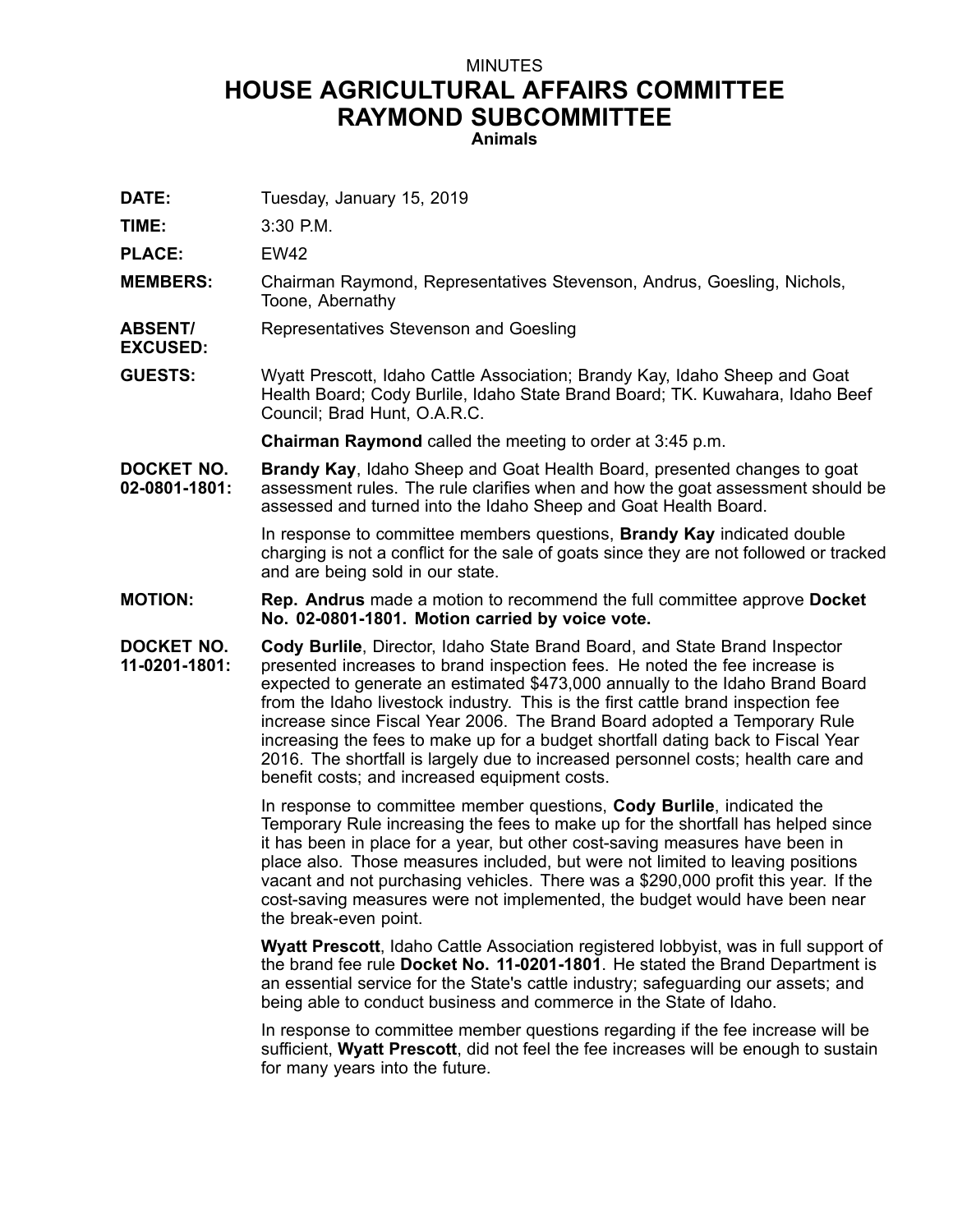MINUTES

# HOUSE AGRICULTURAL AFFAIRS COMMITTEE
# RAYMOND SUBCOMMITTEE

**Animals**

**DATE:** Tuesday, January 15, 2019

**TIME:** 3:30 P.M.

**PLACE:** EW42

**MEMBERS:** Chairman Raymond, Representatives Stevenson, Andrus, Goesling, Nichols, Toone, Abernathy

**ABSENT/ EXCUSED:** Representatives Stevenson and Goesling

**GUESTS:** Wyatt Prescott, Idaho Cattle Association; Brandy Kay, Idaho Sheep and Goat Health Board; Cody Burlile, Idaho State Brand Board; TK. Kuwahara, Idaho Beef Council; Brad Hunt, O.A.R.C.

**Chairman Raymond** called the meeting to order at 3:45 p.m.

**DOCKET NO. 02-0801-1801:** **Brandy Kay**, Idaho Sheep and Goat Health Board, presented changes to goat assessment rules. The rule clarifies when and how the goat assessment should be assessed and turned into the Idaho Sheep and Goat Health Board.

In response to committee members questions, **Brandy Kay** indicated double charging is not a conflict for the sale of goats since they are not followed or tracked and are being sold in our state.

**MOTION:** **Rep. Andrus** made a motion to recommend the full committee approve **Docket No. 02-0801-1801. Motion carried by voice vote.**

**DOCKET NO. 11-0201-1801:** **Cody Burlile**, Director, Idaho State Brand Board, and State Brand Inspector presented increases to brand inspection fees. He noted the fee increase is expected to generate an estimated $473,000 annually to the Idaho Brand Board from the Idaho livestock industry. This is the first cattle brand inspection fee increase since Fiscal Year 2006. The Brand Board adopted a Temporary Rule increasing the fees to make up for a budget shortfall dating back to Fiscal Year 2016. The shortfall is largely due to increased personnel costs; health care and benefit costs; and increased equipment costs.

In response to committee member questions, **Cody Burlile**, indicated the Temporary Rule increasing the fees to make up for the shortfall has helped since it has been in place for a year, but other cost-saving measures have been in place also. Those measures included, but were not limited to leaving positions vacant and not purchasing vehicles. There was a $290,000 profit this year. If the cost-saving measures were not implemented, the budget would have been near the break-even point.

**Wyatt Prescott**, Idaho Cattle Association registered lobbyist, was in full support of the brand fee rule **Docket No. 11-0201-1801**. He stated the Brand Department is an essential service for the State's cattle industry; safeguarding our assets; and being able to conduct business and commerce in the State of Idaho.

In response to committee member questions regarding if the fee increase will be sufficient, **Wyatt Prescott**, did not feel the fee increases will be enough to sustain for many years into the future.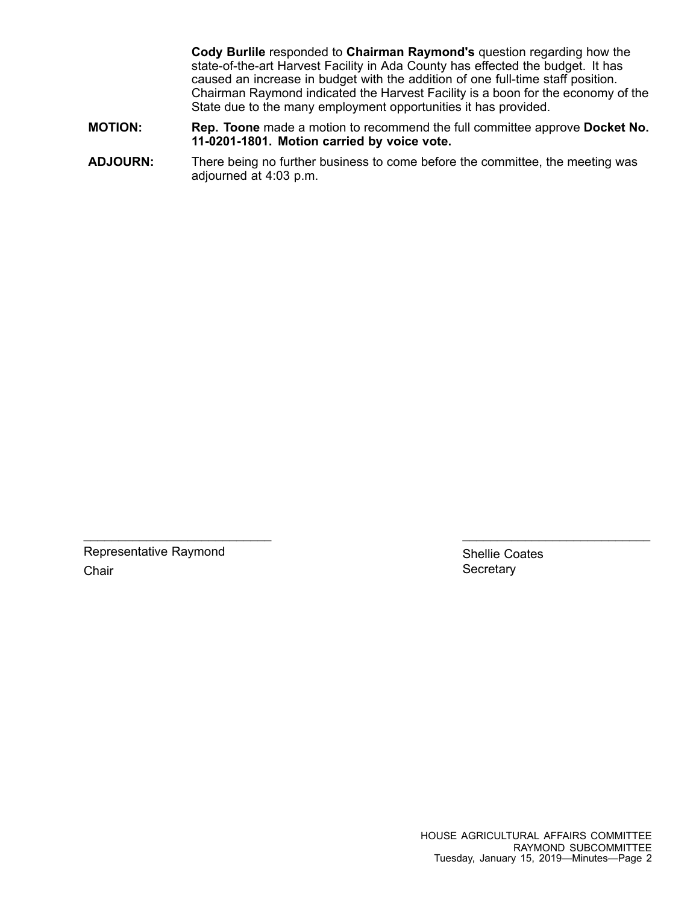**Cody Burlile** responded to **Chairman Raymond's** question regarding how the state-of-the-art Harvest Facility in Ada County has effected the budget. It has caused an increase in budget with the addition of one full-time staff position. Chairman Raymond indicated the Harvest Facility is a boon for the economy of the State due to the many employment opportunities it has provided.

**MOTION:** **Rep. Toone** made a motion to recommend the full committee approve **Docket No. 11-0201-1801. Motion carried by voice vote.**

**ADJOURN:** There being no further business to come before the committee, the meeting was adjourned at 4:03 p.m.

___________________________
Representative Raymond
Chair

___________________________
Shellie Coates
Secretary